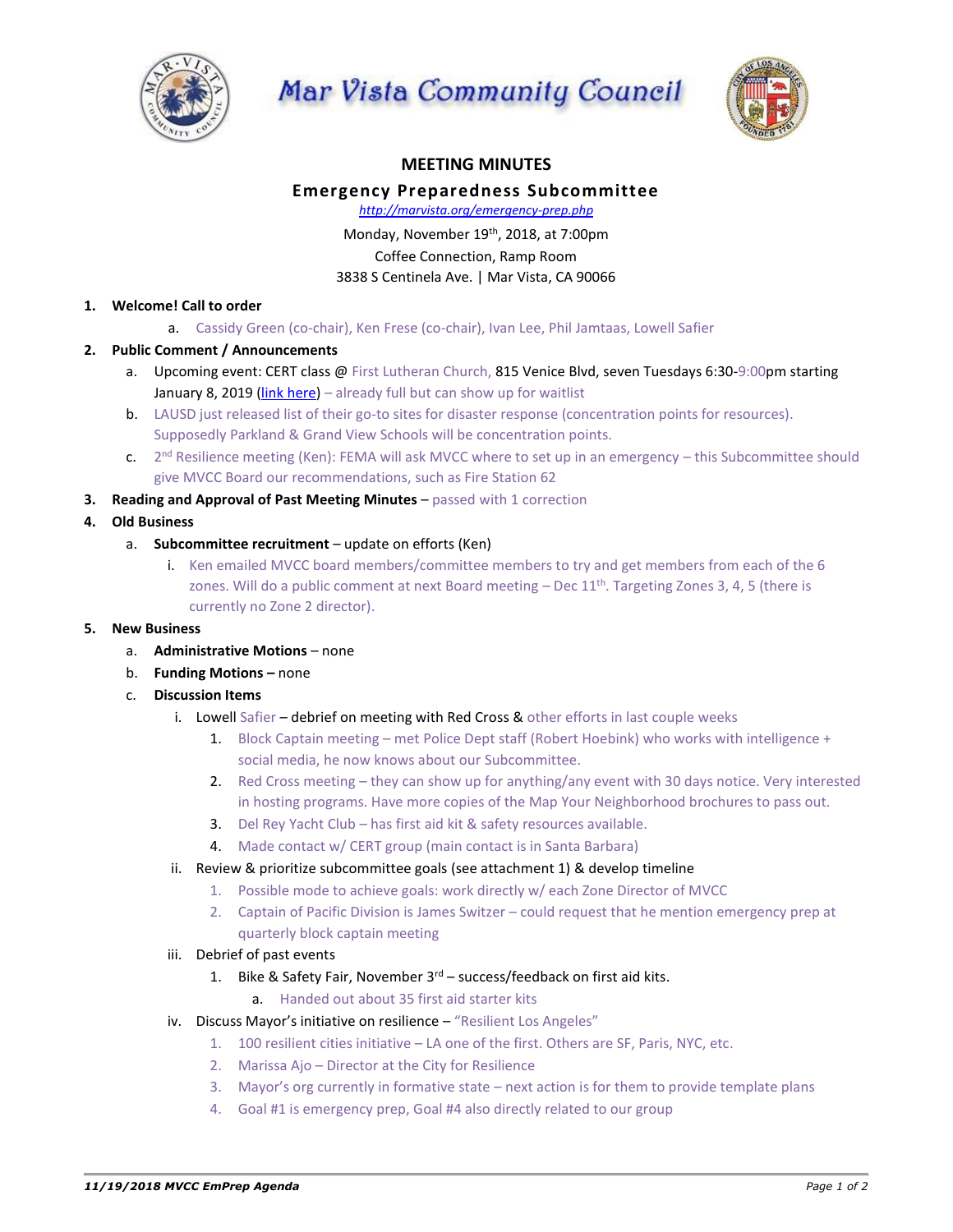# Mar Vista Community Council

## MEETING MINUTES

### Emergency Preparedness Subcommittee

http://marvista.org/emergency-prep.php

Monday, November 19th, 2018, at 7:00pm
Coffee Connection, Ramp Room
3838 S Centinela Ave. | Mar Vista, CA 90066

1. **Welcome! Call to order**
   a. Cassidy Green (co-chair), Ken Frese (co-chair), Ivan Lee, Phil Jamtaas, Lowell Safier
2. **Public Comment / Announcements**
   a. Upcoming event: CERT class @ First Lutheran Church, 815 Venice Blvd, seven Tuesdays 6:30-9:00pm starting January 8, 2019 (link here) – already full but can show up for waitlist
   b. LAUSD just released list of their go-to sites for disaster response (concentration points for resources). Supposedly Parkland & Grand View Schools will be concentration points.
   c. 2nd Resilience meeting (Ken): FEMA will ask MVCC where to set up in an emergency – this Subcommittee should give MVCC Board our recommendations, such as Fire Station 62
3. **Reading and Approval of Past Meeting Minutes** – passed with 1 correction
4. **Old Business**
   a. **Subcommittee recruitment** – update on efforts (Ken)
      i. Ken emailed MVCC board members/committee members to try and get members from each of the 6 zones. Will do a public comment at next Board meeting – Dec 11th. Targeting Zones 3, 4, 5 (there is currently no Zone 2 director).
5. **New Business**
   a. **Administrative Motions** – none
   b. **Funding Motions –** none
   c. **Discussion Items**
      i. Lowell Safier – debrief on meeting with Red Cross & other efforts in last couple weeks
         1. Block Captain meeting – met Police Dept staff (Robert Hoebink) who works with intelligence + social media, he now knows about our Subcommittee.
         2. Red Cross meeting – they can show up for anything/any event with 30 days notice. Very interested in hosting programs. Have more copies of the Map Your Neighborhood brochures to pass out.
         3. Del Rey Yacht Club – has first aid kit & safety resources available.
         4. Made contact w/ CERT group (main contact is in Santa Barbara)
      ii. Review & prioritize subcommittee goals (see attachment 1) & develop timeline
         1. Possible mode to achieve goals: work directly w/ each Zone Director of MVCC
         2. Captain of Pacific Division is James Switzer – could request that he mention emergency prep at quarterly block captain meeting
      iii. Debrief of past events
         1. Bike & Safety Fair, November 3rd – success/feedback on first aid kits.
            a. Handed out about 35 first aid starter kits
      iv. Discuss Mayor's initiative on resilience – "Resilient Los Angeles"
         1. 100 resilient cities initiative – LA one of the first. Others are SF, Paris, NYC, etc.
         2. Marissa Ajo – Director at the City for Resilience
         3. Mayor's org currently in formative state – next action is for them to provide template plans
         4. Goal #1 is emergency prep, Goal #4 also directly related to our group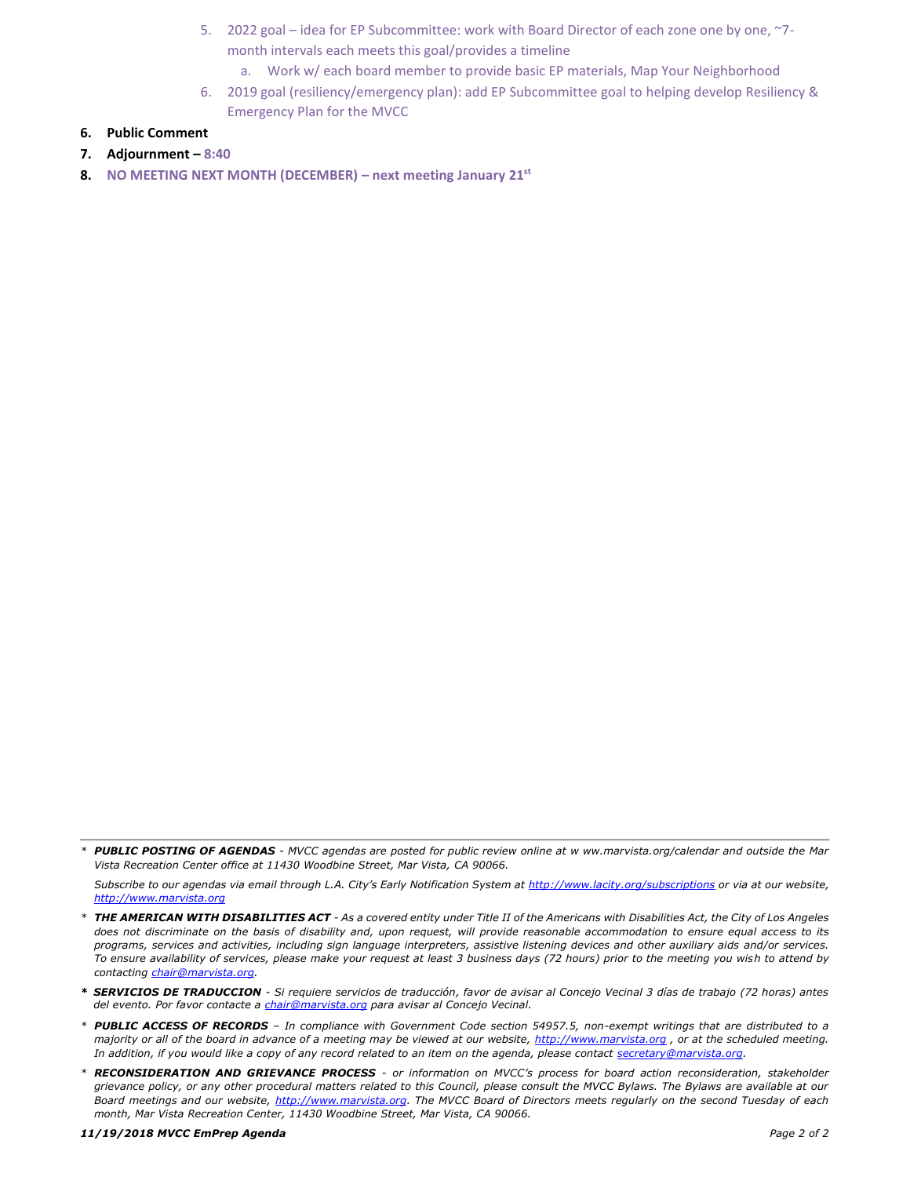5. 2022 goal – idea for EP Subcommittee: work with Board Director of each zone one by one, ~7-month intervals each meets this goal/provides a timeline
    a. Work w/ each board member to provide basic EP materials, Map Your Neighborhood
6. 2019 goal (resiliency/emergency plan): add EP Subcommittee goal to helping develop Resiliency & Emergency Plan for the MVCC

6. **Public Comment**
7. **Adjournment – 8:40**
8. **NO MEETING NEXT MONTH (DECEMBER) – next meeting January 21st**

---

* ***PUBLIC POSTING OF AGENDAS*** *- MVCC agendas are posted for public review online at w ww.marvista.org/calendar and outside the Mar Vista Recreation Center office at 11430 Woodbine Street, Mar Vista, CA 90066.*

  *Subscribe to our agendas via email through L.A. City's Early Notification System at http://www.lacity.org/subscriptions or via at our website, http://www.marvista.org*

* ***THE AMERICAN WITH DISABILITIES ACT*** *- As a covered entity under Title II of the Americans with Disabilities Act, the City of Los Angeles does not discriminate on the basis of disability and, upon request, will provide reasonable accommodation to ensure equal access to its programs, services and activities, including sign language interpreters, assistive listening devices and other auxiliary aids and/or services. To ensure availability of services, please make your request at least 3 business days (72 hours) prior to the meeting you wish to attend by contacting chair@marvista.org.*

* ***SERVICIOS DE TRADUCCION*** *- Si requiere servicios de traducción, favor de avisar al Concejo Vecinal 3 días de trabajo (72 horas) antes del evento. Por favor contacte a chair@marvista.org para avisar al Concejo Vecinal.*

* ***PUBLIC ACCESS OF RECORDS*** *– In compliance with Government Code section 54957.5, non-exempt writings that are distributed to a majority or all of the board in advance of a meeting may be viewed at our website, http://www.marvista.org , or at the scheduled meeting. In addition, if you would like a copy of any record related to an item on the agenda, please contact secretary@marvista.org.*

* ***RECONSIDERATION AND GRIEVANCE PROCESS*** *- or information on MVCC's process for board action reconsideration, stakeholder grievance policy, or any other procedural matters related to this Council, please consult the MVCC Bylaws. The Bylaws are available at our Board meetings and our website, http://www.marvista.org. The MVCC Board of Directors meets regularly on the second Tuesday of each month, Mar Vista Recreation Center, 11430 Woodbine Street, Mar Vista, CA 90066.*